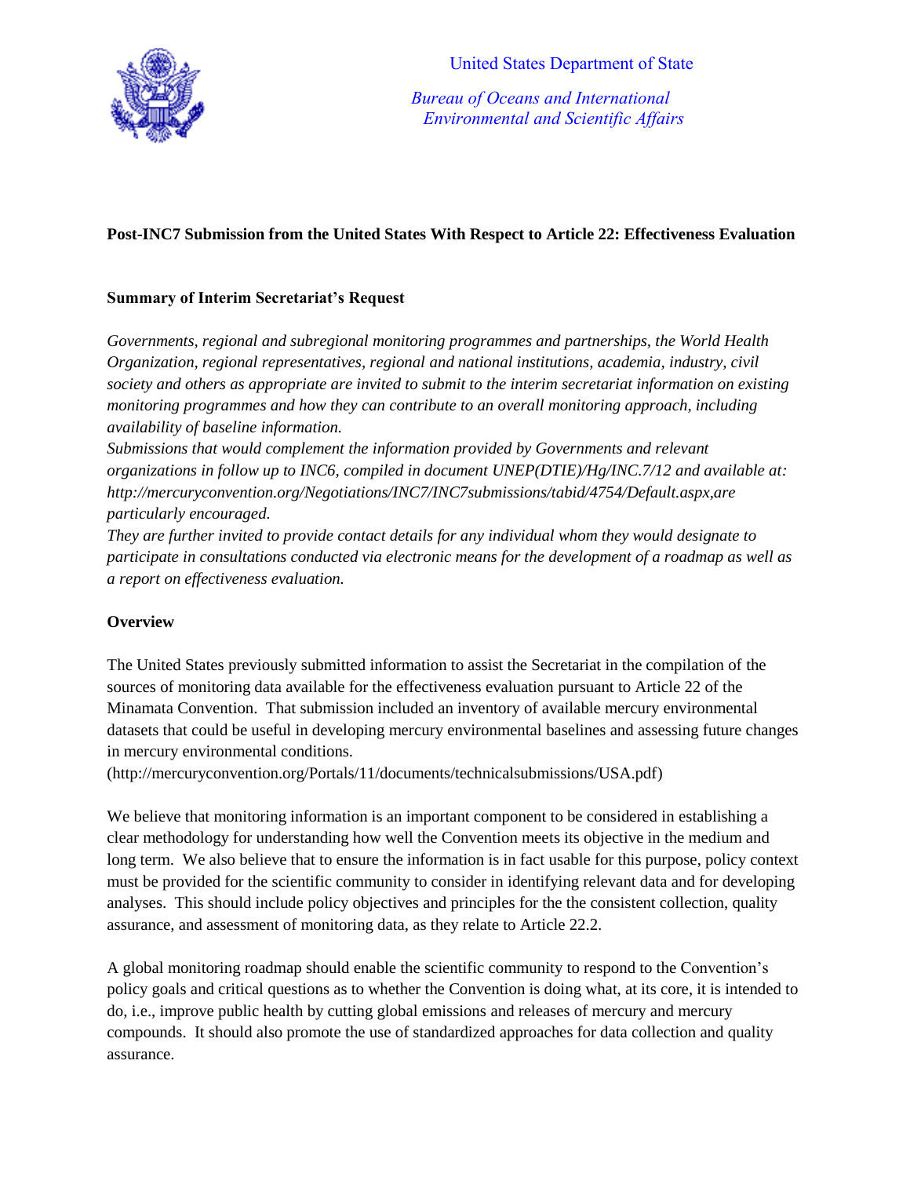United States Department of State

*Bureau of Oceans and International Environmental and Scientific Affairs*

**Post-INC7 Submission from the United States With Respect to Article 22: Effectiveness Evaluation**

**Summary of Interim Secretariat's Request**

*Governments, regional and subregional monitoring programmes and partnerships, the World Health Organization, regional representatives, regional and national institutions, academia, industry, civil society and others as appropriate are invited to submit to the interim secretariat information on existing monitoring programmes and how they can contribute to an overall monitoring approach, including availability of baseline information.*

*Submissions that would complement the information provided by Governments and relevant organizations in follow up to INC6, compiled in document UNEP(DTIE)/Hg/INC.7/12 and available at: http://mercuryconvention.org/Negotiations/INC7/INC7submissions/tabid/4754/Default.aspx,are particularly encouraged.*

*They are further invited to provide contact details for any individual whom they would designate to participate in consultations conducted via electronic means for the development of a roadmap as well as a report on effectiveness evaluation.*

**Overview**

The United States previously submitted information to assist the Secretariat in the compilation of the sources of monitoring data available for the effectiveness evaluation pursuant to Article 22 of the Minamata Convention. That submission included an inventory of available mercury environmental datasets that could be useful in developing mercury environmental baselines and assessing future changes in mercury environmental conditions. (http://mercuryconvention.org/Portals/11/documents/technicalsubmissions/USA.pdf)

We believe that monitoring information is an important component to be considered in establishing a clear methodology for understanding how well the Convention meets its objective in the medium and long term. We also believe that to ensure the information is in fact usable for this purpose, policy context must be provided for the scientific community to consider in identifying relevant data and for developing analyses. This should include policy objectives and principles for the the consistent collection, quality assurance, and assessment of monitoring data, as they relate to Article 22.2.

A global monitoring roadmap should enable the scientific community to respond to the Convention's policy goals and critical questions as to whether the Convention is doing what, at its core, it is intended to do, i.e., improve public health by cutting global emissions and releases of mercury and mercury compounds. It should also promote the use of standardized approaches for data collection and quality assurance.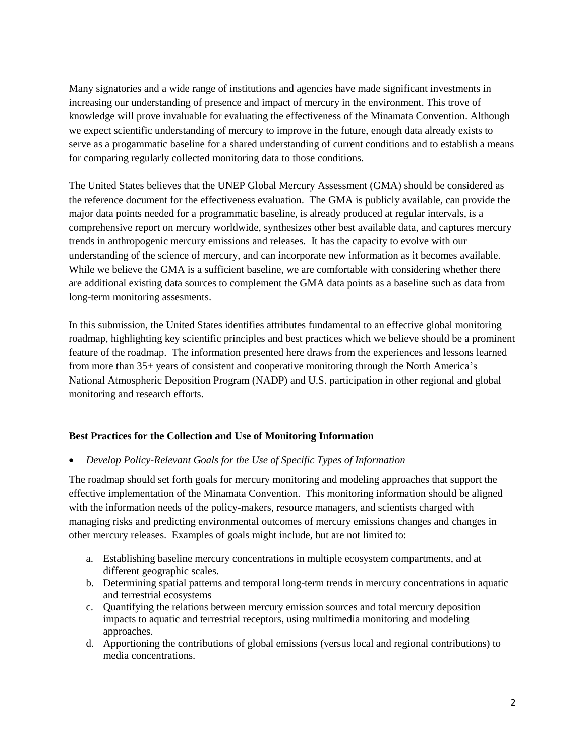Many signatories and a wide range of institutions and agencies have made significant investments in increasing our understanding of presence and impact of mercury in the environment. This trove of knowledge will prove invaluable for evaluating the effectiveness of the Minamata Convention. Although we expect scientific understanding of mercury to improve in the future, enough data already exists to serve as a progammatic baseline for a shared understanding of current conditions and to establish a means for comparing regularly collected monitoring data to those conditions.

The United States believes that the UNEP Global Mercury Assessment (GMA) should be considered as the reference document for the effectiveness evaluation. The GMA is publicly available, can provide the major data points needed for a programmatic baseline, is already produced at regular intervals, is a comprehensive report on mercury worldwide, synthesizes other best available data, and captures mercury trends in anthropogenic mercury emissions and releases. It has the capacity to evolve with our understanding of the science of mercury, and can incorporate new information as it becomes available. While we believe the GMA is a sufficient baseline, we are comfortable with considering whether there are additional existing data sources to complement the GMA data points as a baseline such as data from long-term monitoring assesments.

In this submission, the United States identifies attributes fundamental to an effective global monitoring roadmap, highlighting key scientific principles and best practices which we believe should be a prominent feature of the roadmap. The information presented here draws from the experiences and lessons learned from more than 35+ years of consistent and cooperative monitoring through the North America's National Atmospheric Deposition Program (NADP) and U.S. participation in other regional and global monitoring and research efforts.

**Best Practices for the Collection and Use of Monitoring Information**

- *Develop Policy-Relevant Goals for the Use of Specific Types of Information*

The roadmap should set forth goals for mercury monitoring and modeling approaches that support the effective implementation of the Minamata Convention. This monitoring information should be aligned with the information needs of the policy-makers, resource managers, and scientists charged with managing risks and predicting environmental outcomes of mercury emissions changes and changes in other mercury releases. Examples of goals might include, but are not limited to:

a. Establishing baseline mercury concentrations in multiple ecosystem compartments, and at different geographic scales.
b. Determining spatial patterns and temporal long-term trends in mercury concentrations in aquatic and terrestrial ecosystems
c. Quantifying the relations between mercury emission sources and total mercury deposition impacts to aquatic and terrestrial receptors, using multimedia monitoring and modeling approaches.
d. Apportioning the contributions of global emissions (versus local and regional contributions) to media concentrations.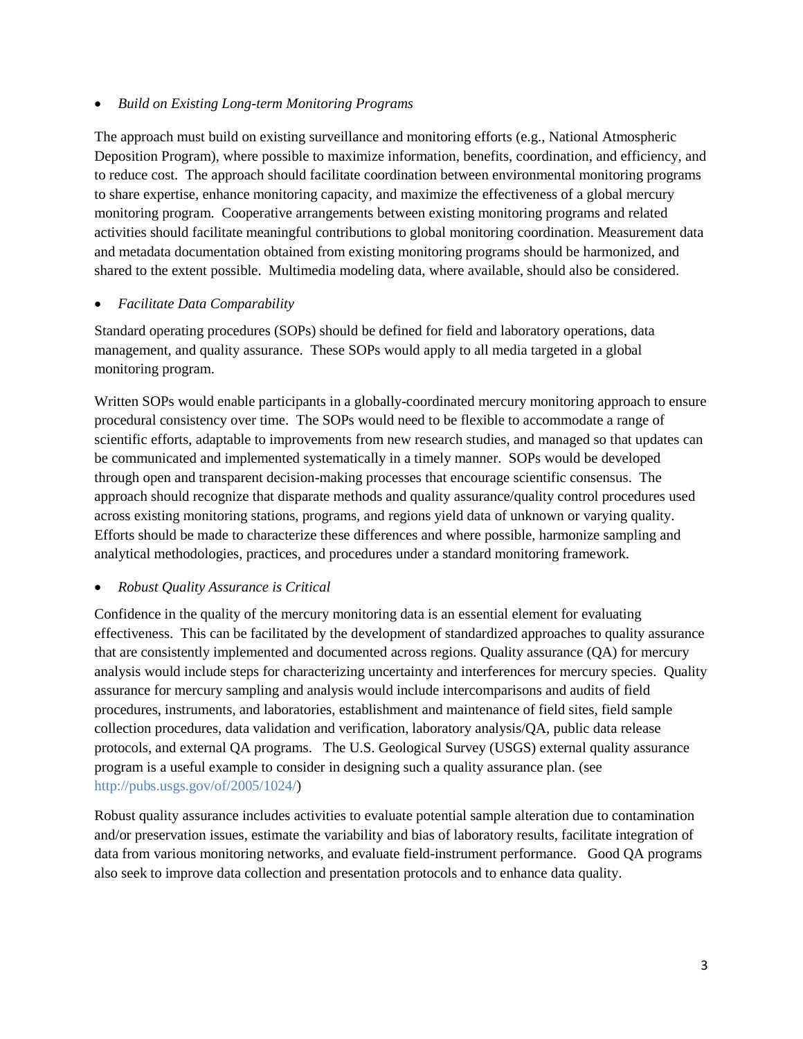- *Build on Existing Long-term Monitoring Programs*

The approach must build on existing surveillance and monitoring efforts (e.g., National Atmospheric Deposition Program), where possible to maximize information, benefits, coordination, and efficiency, and to reduce cost. The approach should facilitate coordination between environmental monitoring programs to share expertise, enhance monitoring capacity, and maximize the effectiveness of a global mercury monitoring program. Cooperative arrangements between existing monitoring programs and related activities should facilitate meaningful contributions to global monitoring coordination. Measurement data and metadata documentation obtained from existing monitoring programs should be harmonized, and shared to the extent possible. Multimedia modeling data, where available, should also be considered.

- *Facilitate Data Comparability*

Standard operating procedures (SOPs) should be defined for field and laboratory operations, data management, and quality assurance. These SOPs would apply to all media targeted in a global monitoring program.

Written SOPs would enable participants in a globally-coordinated mercury monitoring approach to ensure procedural consistency over time. The SOPs would need to be flexible to accommodate a range of scientific efforts, adaptable to improvements from new research studies, and managed so that updates can be communicated and implemented systematically in a timely manner. SOPs would be developed through open and transparent decision-making processes that encourage scientific consensus. The approach should recognize that disparate methods and quality assurance/quality control procedures used across existing monitoring stations, programs, and regions yield data of unknown or varying quality. Efforts should be made to characterize these differences and where possible, harmonize sampling and analytical methodologies, practices, and procedures under a standard monitoring framework.

- *Robust Quality Assurance is Critical*

Confidence in the quality of the mercury monitoring data is an essential element for evaluating effectiveness. This can be facilitated by the development of standardized approaches to quality assurance that are consistently implemented and documented across regions. Quality assurance (QA) for mercury analysis would include steps for characterizing uncertainty and interferences for mercury species. Quality assurance for mercury sampling and analysis would include intercomparisons and audits of field procedures, instruments, and laboratories, establishment and maintenance of field sites, field sample collection procedures, data validation and verification, laboratory analysis/QA, public data release protocols, and external QA programs. The U.S. Geological Survey (USGS) external quality assurance program is a useful example to consider in designing such a quality assurance plan. (see http://pubs.usgs.gov/of/2005/1024/)

Robust quality assurance includes activities to evaluate potential sample alteration due to contamination and/or preservation issues, estimate the variability and bias of laboratory results, facilitate integration of data from various monitoring networks, and evaluate field-instrument performance. Good QA programs also seek to improve data collection and presentation protocols and to enhance data quality.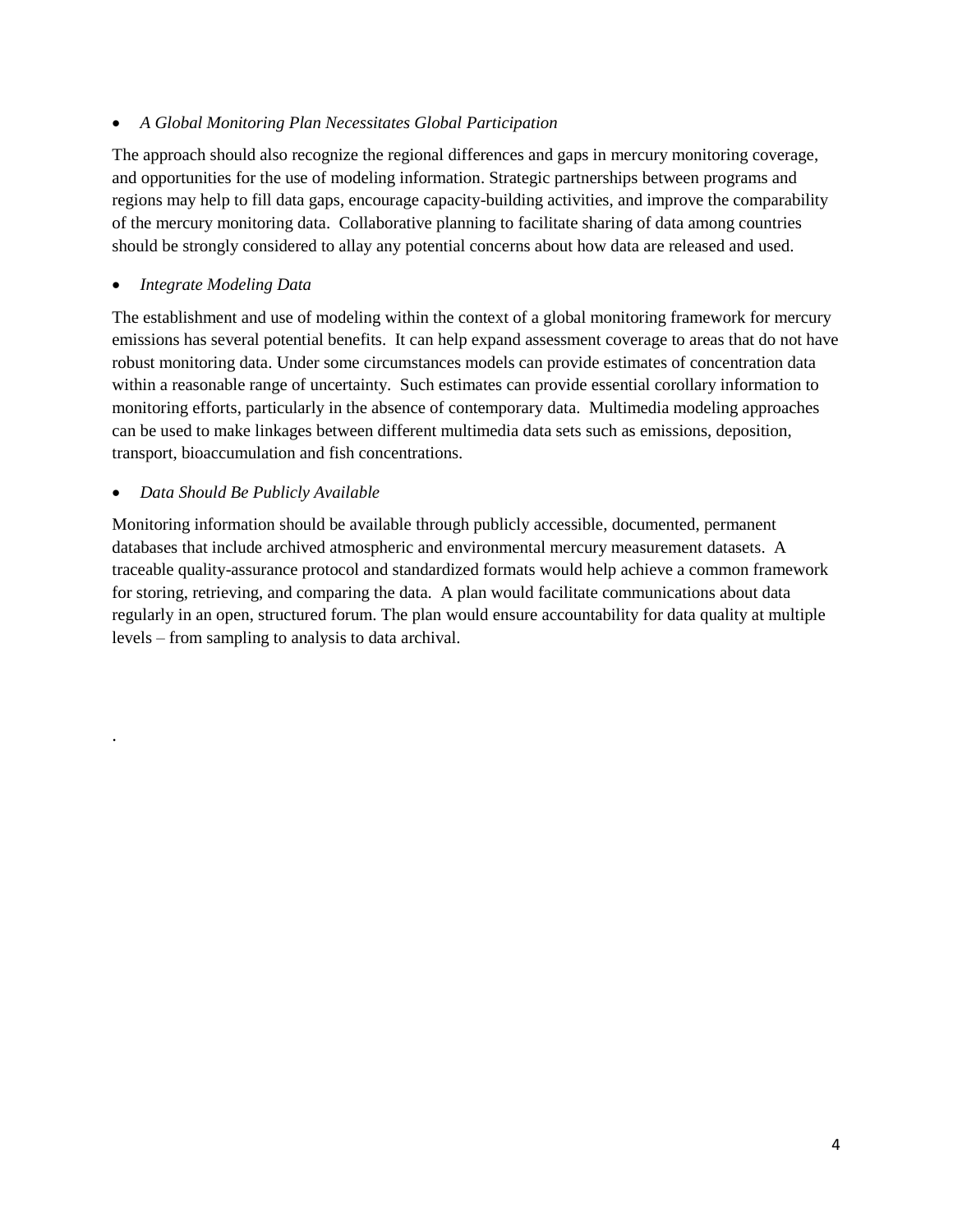- *A Global Monitoring Plan Necessitates Global Participation*

The approach should also recognize the regional differences and gaps in mercury monitoring coverage, and opportunities for the use of modeling information. Strategic partnerships between programs and regions may help to fill data gaps, encourage capacity-building activities, and improve the comparability of the mercury monitoring data. Collaborative planning to facilitate sharing of data among countries should be strongly considered to allay any potential concerns about how data are released and used.

- *Integrate Modeling Data*

The establishment and use of modeling within the context of a global monitoring framework for mercury emissions has several potential benefits. It can help expand assessment coverage to areas that do not have robust monitoring data. Under some circumstances models can provide estimates of concentration data within a reasonable range of uncertainty. Such estimates can provide essential corollary information to monitoring efforts, particularly in the absence of contemporary data. Multimedia modeling approaches can be used to make linkages between different multimedia data sets such as emissions, deposition, transport, bioaccumulation and fish concentrations.

- *Data Should Be Publicly Available*

Monitoring information should be available through publicly accessible, documented, permanent databases that include archived atmospheric and environmental mercury measurement datasets. A traceable quality-assurance protocol and standardized formats would help achieve a common framework for storing, retrieving, and comparing the data. A plan would facilitate communications about data regularly in an open, structured forum. The plan would ensure accountability for data quality at multiple levels – from sampling to analysis to data archival.

.